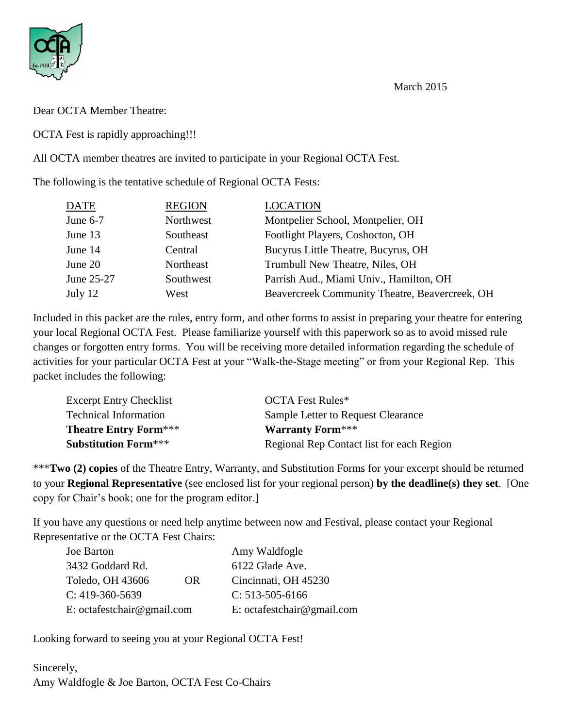March 2015

Dear OCTA Member Theatre:

OCTA Fest is rapidly approaching!!!

All OCTA member theatres are invited to participate in your Regional OCTA Fest.

The following is the tentative schedule of Regional OCTA Fests:

| DATE | REGION | LOCATION |
|---|---|---|
| June 6-7 | Northwest | Montpelier School, Montpelier, OH |
| June 13 | Southeast | Footlight Players, Coshocton, OH |
| June 14 | Central | Bucyrus Little Theatre, Bucyrus, OH |
| June 20 | Northeast | Trumbull New Theatre, Niles, OH |
| June 25-27 | Southwest | Parrish Aud., Miami Univ., Hamilton, OH |
| July 12 | West | Beavercreek Community Theatre, Beavercreek, OH |

Included in this packet are the rules, entry form, and other forms to assist in preparing your theatre for entering your local Regional OCTA Fest. Please familiarize yourself with this paperwork so as to avoid missed rule changes or forgotten entry forms. You will be receiving more detailed information regarding the schedule of activities for your particular OCTA Fest at your "Walk-the-Stage meeting" or from your Regional Rep. This packet includes the following:

| | |
|---|---|
| Excerpt Entry Checklist | OCTA Fest Rules* |
| Technical Information | Sample Letter to Request Clearance |
| **Theatre Entry Form*** | **Warranty Form*** |
| **Substitution Form*** | Regional Rep Contact list for each Region |

***__Two (2) copies__ of the Theatre Entry, Warranty, and Substitution Forms for your excerpt should be returned to your **Regional Representative** (see enclosed list for your regional person) **by the deadline(s) they set**. [One copy for Chair's book; one for the program editor.]

If you have any questions or need help anytime between now and Festival, please contact your Regional Representative or the OCTA Fest Chairs:

Joe Barton
3432 Goddard Rd.
Toledo, OH 43606
C: 419-360-5639
E: octafestchair@gmail.com

OR

Amy Waldfogle
6122 Glade Ave.
Cincinnati, OH 45230
C: 513-505-6166
E: octafestchair@gmail.com

Looking forward to seeing you at your Regional OCTA Fest!

Sincerely,
Amy Waldfogle & Joe Barton, OCTA Fest Co-Chairs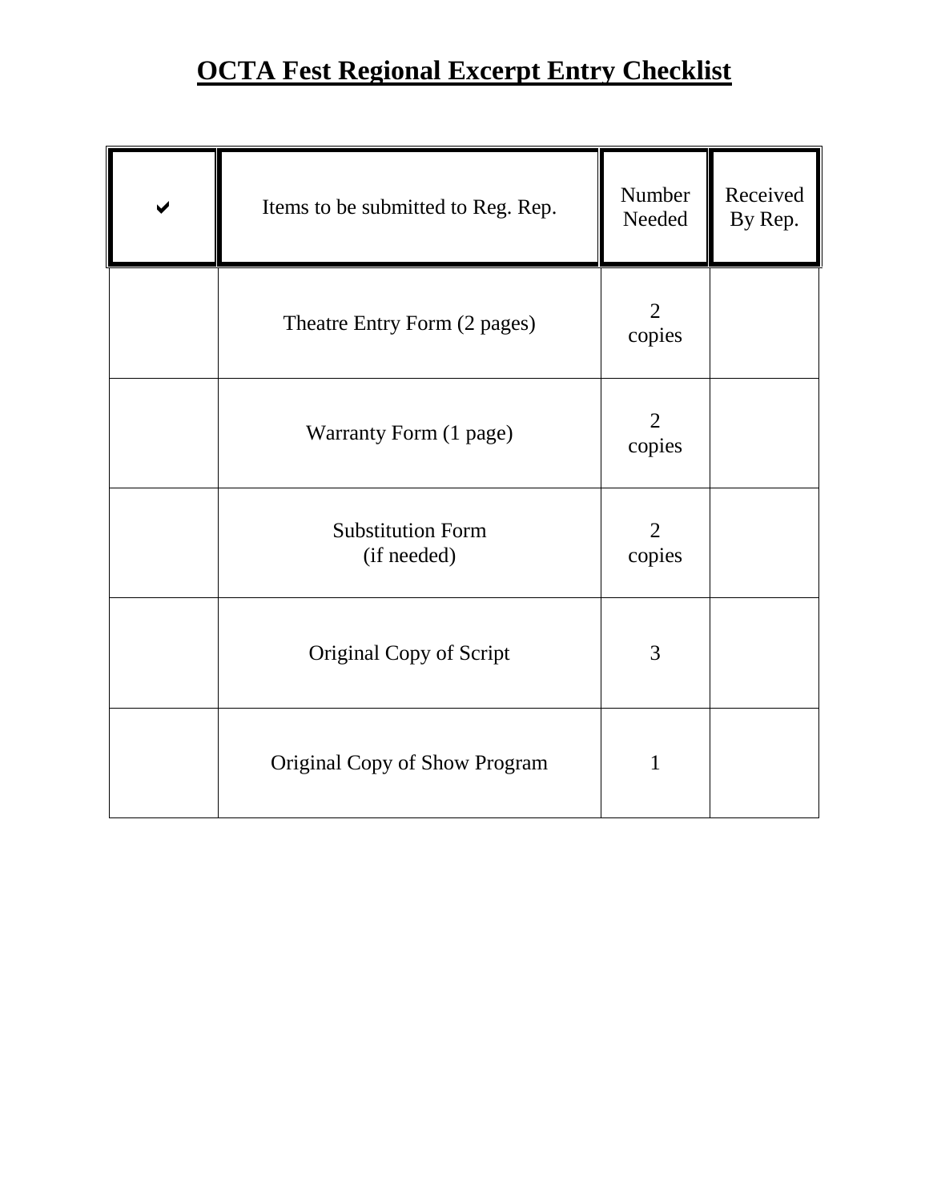# OCTA Fest Regional Excerpt Entry Checklist

| ✔ | Items to be submitted to Reg. Rep. | Number Needed | Received By Rep. |
|---|---|---|---|
| | Theatre Entry Form (2 pages) | 2 copies | |
| | Warranty Form (1 page) | 2 copies | |
| | Substitution Form (if needed) | 2 copies | |
| | Original Copy of Script | 3 | |
| | Original Copy of Show Program | 1 | |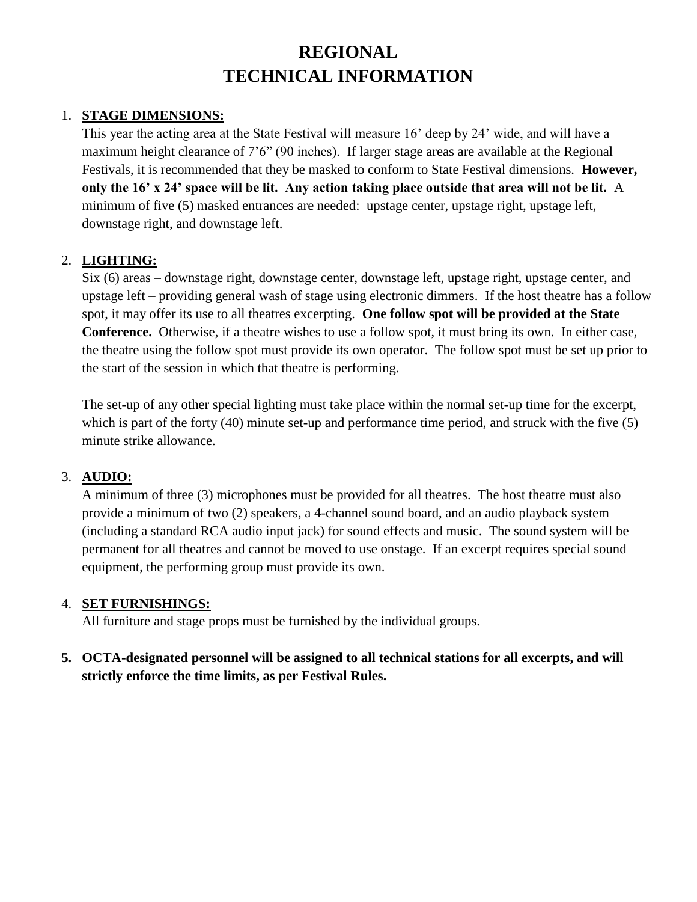# REGIONAL
# TECHNICAL INFORMATION

1. **STAGE DIMENSIONS:**
   This year the acting area at the State Festival will measure 16' deep by 24' wide, and will have a maximum height clearance of 7'6" (90 inches). If larger stage areas are available at the Regional Festivals, it is recommended that they be masked to conform to State Festival dimensions. **However, only the 16' x 24' space will be lit. Any action taking place outside that area will not be lit.** A minimum of five (5) masked entrances are needed: upstage center, upstage right, upstage left, downstage right, and downstage left.

2. **LIGHTING:**
   Six (6) areas – downstage right, downstage center, downstage left, upstage right, upstage center, and upstage left – providing general wash of stage using electronic dimmers. If the host theatre has a follow spot, it may offer its use to all theatres excerpting. **One follow spot will be provided at the State Conference.** Otherwise, if a theatre wishes to use a follow spot, it must bring its own. In either case, the theatre using the follow spot must provide its own operator. The follow spot must be set up prior to the start of the session in which that theatre is performing.

   The set-up of any other special lighting must take place within the normal set-up time for the excerpt, which is part of the forty (40) minute set-up and performance time period, and struck with the five (5) minute strike allowance.

3. **AUDIO:**
   A minimum of three (3) microphones must be provided for all theatres. The host theatre must also provide a minimum of two (2) speakers, a 4-channel sound board, and an audio playback system (including a standard RCA audio input jack) for sound effects and music. The sound system will be permanent for all theatres and cannot be moved to use onstage. If an excerpt requires special sound equipment, the performing group must provide its own.

4. **SET FURNISHINGS:**
   All furniture and stage props must be furnished by the individual groups.

5. **OCTA-designated personnel will be assigned to all technical stations for all excerpts, and will strictly enforce the time limits, as per Festival Rules.**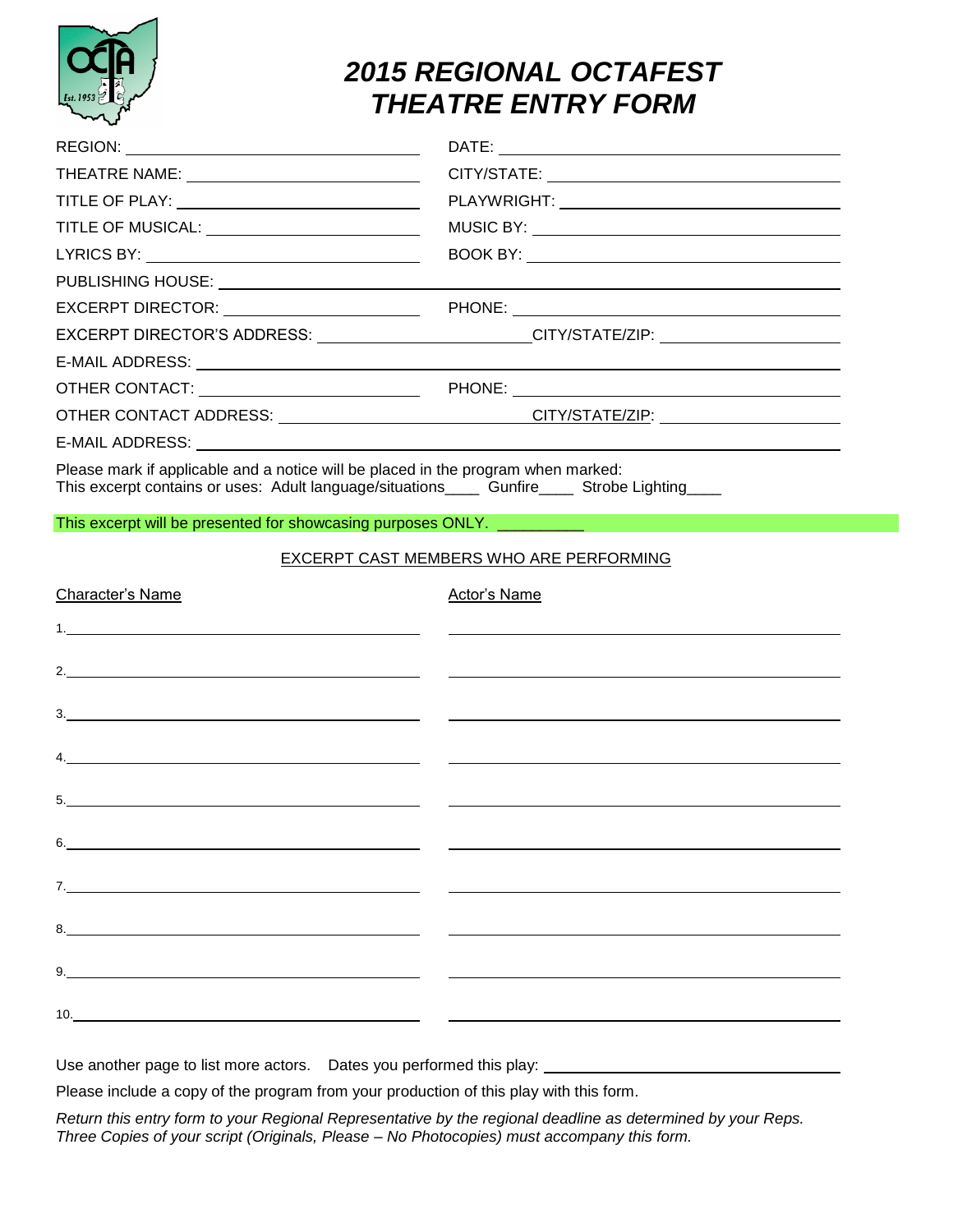# 2015 REGIONAL OCTAFEST THEATRE ENTRY FORM

REGION: \_\_\_\_\_\_\_\_\_\_\_\_\_\_\_\_\_\_\_\_ DATE: \_\_\_\_\_\_\_\_\_\_\_\_\_\_\_\_\_\_\_\_

THEATRE NAME: \_\_\_\_\_\_\_\_\_\_\_\_\_\_\_\_\_\_\_\_ CITY/STATE: \_\_\_\_\_\_\_\_\_\_\_\_\_\_\_\_\_\_\_\_

TITLE OF PLAY: \_\_\_\_\_\_\_\_\_\_\_\_\_\_\_\_\_\_\_\_ PLAYWRIGHT: \_\_\_\_\_\_\_\_\_\_\_\_\_\_\_\_\_\_\_\_

TITLE OF MUSICAL: \_\_\_\_\_\_\_\_\_\_\_\_\_\_\_\_\_\_\_\_ MUSIC BY: \_\_\_\_\_\_\_\_\_\_\_\_\_\_\_\_\_\_\_\_

LYRICS BY: \_\_\_\_\_\_\_\_\_\_\_\_\_\_\_\_\_\_\_\_ BOOK BY: \_\_\_\_\_\_\_\_\_\_\_\_\_\_\_\_\_\_\_\_

PUBLISHING HOUSE: \_\_\_\_\_\_\_\_\_\_\_\_\_\_\_\_\_\_\_\_

EXCERPT DIRECTOR: \_\_\_\_\_\_\_\_\_\_\_\_\_\_\_\_\_\_\_\_ PHONE: \_\_\_\_\_\_\_\_\_\_\_\_\_\_\_\_\_\_\_\_

EXCERPT DIRECTOR'S ADDRESS: \_\_\_\_\_\_\_\_\_\_\_\_\_\_\_\_\_\_\_\_ CITY/STATE/ZIP: \_\_\_\_\_\_\_\_\_\_\_\_\_\_\_\_\_\_\_\_

E-MAIL ADDRESS: \_\_\_\_\_\_\_\_\_\_\_\_\_\_\_\_\_\_\_\_

OTHER CONTACT: \_\_\_\_\_\_\_\_\_\_\_\_\_\_\_\_\_\_\_\_ PHONE: \_\_\_\_\_\_\_\_\_\_\_\_\_\_\_\_\_\_\_\_

OTHER CONTACT ADDRESS: \_\_\_\_\_\_\_\_\_\_\_\_\_\_\_\_\_\_\_\_ CITY/STATE/ZIP: \_\_\_\_\_\_\_\_\_\_\_\_\_\_\_\_\_\_\_\_

E-MAIL ADDRESS: \_\_\_\_\_\_\_\_\_\_\_\_\_\_\_\_\_\_\_\_

Please mark if applicable and a notice will be placed in the program when marked:
This excerpt contains or uses: Adult language/situations\_\_\_\_ Gunfire\_\_\_\_ Strobe Lighting\_\_\_\_

This excerpt will be presented for showcasing purposes ONLY. \_\_\_\_\_\_\_\_\_\_

## EXCERPT CAST MEMBERS WHO ARE PERFORMING

| Character's Name | Actor's Name |
|---|---|
| 1. | |
| 2. | |
| 3. | |
| 4. | |
| 5. | |
| 6. | |
| 7. | |
| 8. | |
| 9. | |
| 10. | |

Use another page to list more actors. Dates you performed this play: \_\_\_\_\_\_\_\_\_\_\_\_\_\_\_\_\_\_\_\_

Please include a copy of the program from your production of this play with this form.

*Return this entry form to your Regional Representative by the regional deadline as determined by your Reps. Three Copies of your script (Originals, Please – No Photocopies) must accompany this form.*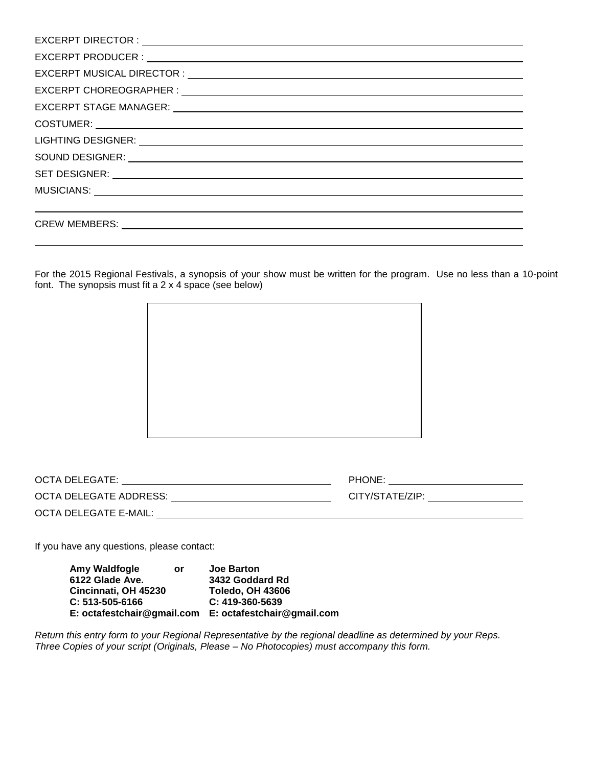EXCERPT DIRECTOR : ______________________________________________

EXCERPT PRODUCER : ______________________________________________

EXCERPT MUSICAL DIRECTOR : ______________________________________

EXCERPT CHOREOGRAPHER : _________________________________________

EXCERPT STAGE MANAGER: __________________________________________

COSTUMER: ______________________________________________________

LIGHTING DESIGNER: ______________________________________________

SOUND DESIGNER: ________________________________________________

SET DESIGNER: __________________________________________________

MUSICIANS: _____________________________________________________

________________________________________________________________

CREW MEMBERS: __________________________________________________

________________________________________________________________

For the 2015 Regional Festivals, a synopsis of your show must be written for the program. Use no less than a 10-point font. The synopsis must fit a 2 x 4 space (see below)

|  |
|---|
|  |

OCTA DELEGATE: ______________________________ PHONE: ____________________

OCTA DELEGATE ADDRESS: ______________________ CITY/STATE/ZIP: ______________

OCTA DELEGATE E-MAIL: _________________________________________________

If you have any questions, please contact:

| | | |
|---|---|---|
| **Amy Waldfogle** | **or** | **Joe Barton** |
| **6122 Glade Ave.** | | **3432 Goddard Rd** |
| **Cincinnati, OH 45230** | | **Toledo, OH 43606** |
| **C: 513-505-6166** | | **C: 419-360-5639** |
| **E: octafestchair@gmail.com** | | **E: octafestchair@gmail.com** |

*Return this entry form to your Regional Representative by the regional deadline as determined by your Reps. Three Copies of your script (Originals, Please – No Photocopies) must accompany this form.*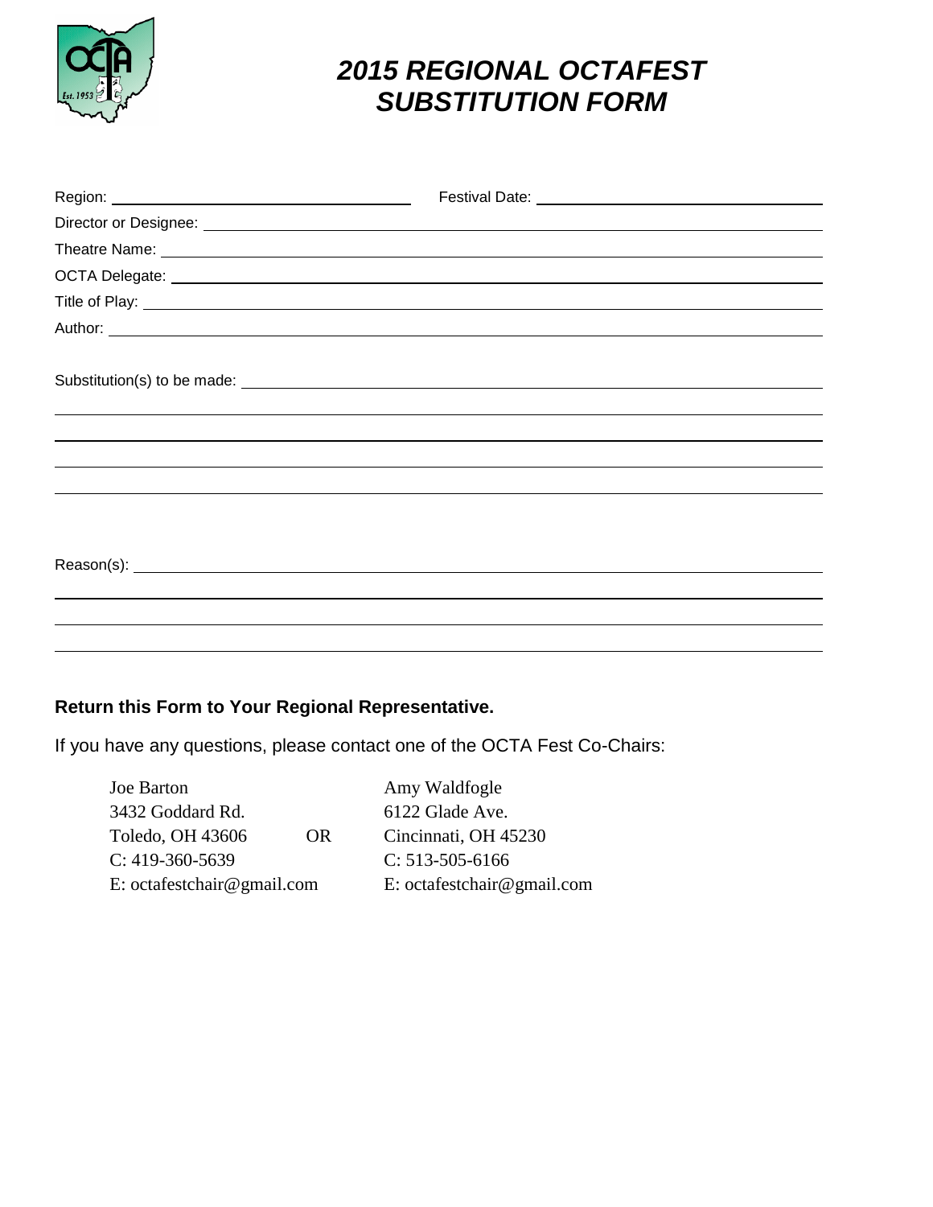# 2015 REGIONAL OCTAFEST SUBSTITUTION FORM

Region: ______________________ Festival Date: ______________________

Director or Designee: ______________________________________________

Theatre Name: ____________________________________________________

OCTA Delegate: ___________________________________________________

Title of Play: _____________________________________________________

Author: _________________________________________________________

Substitution(s) to be made: _________________________________________

___________________________________________________________________

___________________________________________________________________

___________________________________________________________________

___________________________________________________________________

Reason(s): _______________________________________________________

___________________________________________________________________

___________________________________________________________________

___________________________________________________________________

**Return this Form to Your Regional Representative.**

If you have any questions, please contact one of the OCTA Fest Co-Chairs:

Joe Barton
3432 Goddard Rd.
Toledo, OH 43606
C: 419-360-5639
E: octafestchair@gmail.com

OR

Amy Waldfogle
6122 Glade Ave.
Cincinnati, OH 45230
C: 513-505-6166
E: octafestchair@gmail.com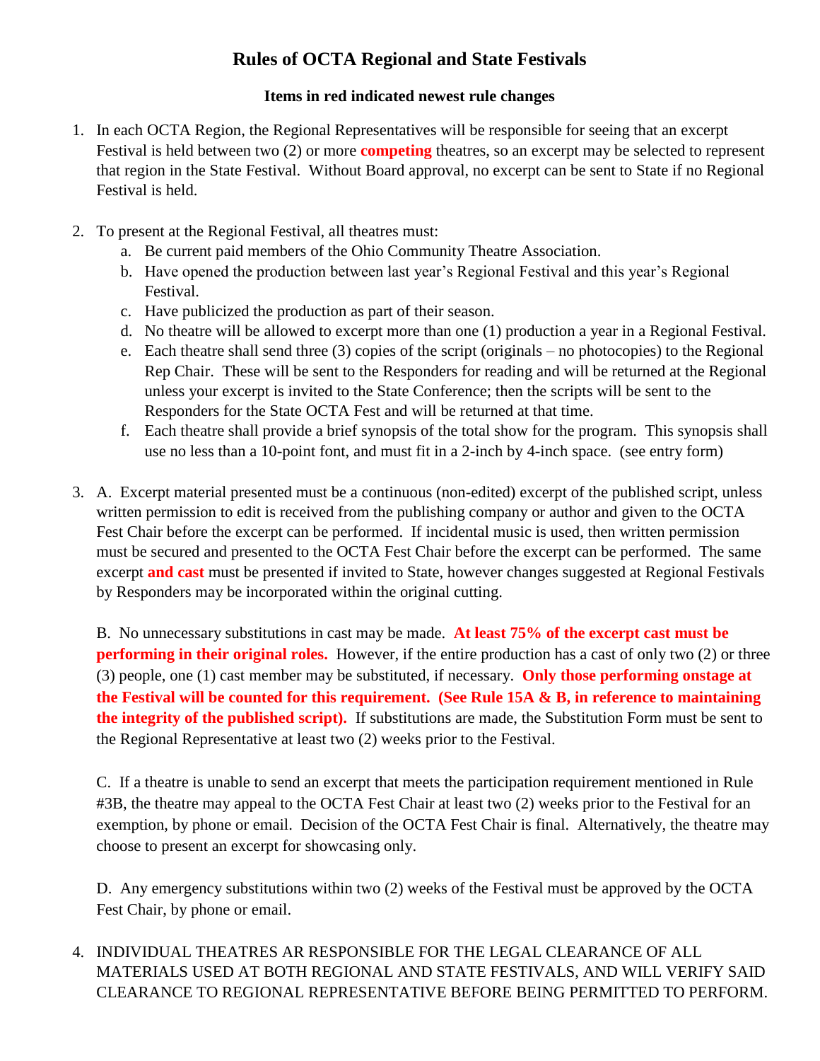# Rules of OCTA Regional and State Festivals

### Items in red indicated newest rule changes

1. In each OCTA Region, the Regional Representatives will be responsible for seeing that an excerpt Festival is held between two (2) or more **competing** theatres, so an excerpt may be selected to represent that region in the State Festival. Without Board approval, no excerpt can be sent to State if no Regional Festival is held.

2. To present at the Regional Festival, all theatres must:
   a. Be current paid members of the Ohio Community Theatre Association.
   b. Have opened the production between last year's Regional Festival and this year's Regional Festival.
   c. Have publicized the production as part of their season.
   d. No theatre will be allowed to excerpt more than one (1) production a year in a Regional Festival.
   e. Each theatre shall send three (3) copies of the script (originals – no photocopies) to the Regional Rep Chair. These will be sent to the Responders for reading and will be returned at the Regional unless your excerpt is invited to the State Conference; then the scripts will be sent to the Responders for the State OCTA Fest and will be returned at that time.
   f. Each theatre shall provide a brief synopsis of the total show for the program. This synopsis shall use no less than a 10-point font, and must fit in a 2-inch by 4-inch space. (see entry form)

3. A. Excerpt material presented must be a continuous (non-edited) excerpt of the published script, unless written permission to edit is received from the publishing company or author and given to the OCTA Fest Chair before the excerpt can be performed. If incidental music is used, then written permission must be secured and presented to the OCTA Fest Chair before the excerpt can be performed. The same excerpt **and cast** must be presented if invited to State, however changes suggested at Regional Festivals by Responders may be incorporated within the original cutting.

   B. No unnecessary substitutions in cast may be made. **At least 75% of the excerpt cast must be performing in their original roles.** However, if the entire production has a cast of only two (2) or three (3) people, one (1) cast member may be substituted, if necessary. **Only those performing onstage at the Festival will be counted for this requirement. (See Rule 15A & B, in reference to maintaining the integrity of the published script).** If substitutions are made, the Substitution Form must be sent to the Regional Representative at least two (2) weeks prior to the Festival.

   C. If a theatre is unable to send an excerpt that meets the participation requirement mentioned in Rule #3B, the theatre may appeal to the OCTA Fest Chair at least two (2) weeks prior to the Festival for an exemption, by phone or email. Decision of the OCTA Fest Chair is final. Alternatively, the theatre may choose to present an excerpt for showcasing only.

   D. Any emergency substitutions within two (2) weeks of the Festival must be approved by the OCTA Fest Chair, by phone or email.

4. INDIVIDUAL THEATRES AR RESPONSIBLE FOR THE LEGAL CLEARANCE OF ALL MATERIALS USED AT BOTH REGIONAL AND STATE FESTIVALS, AND WILL VERIFY SAID CLEARANCE TO REGIONAL REPRESENTATIVE BEFORE BEING PERMITTED TO PERFORM.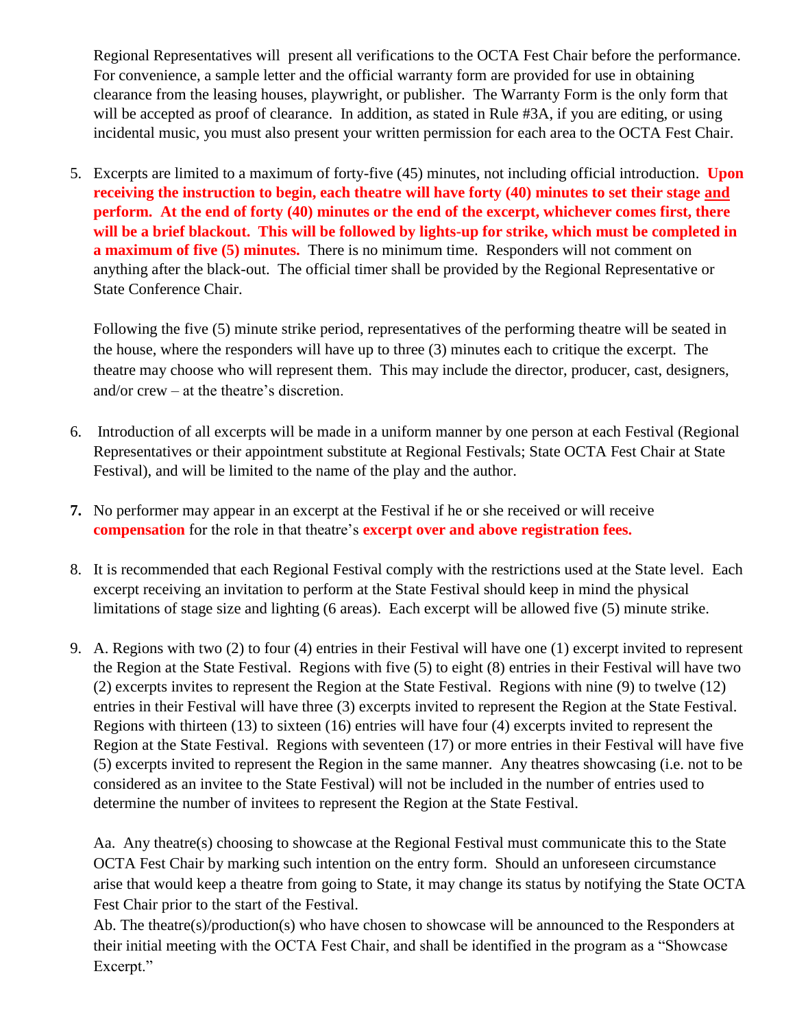Regional Representatives will present all verifications to the OCTA Fest Chair before the performance. For convenience, a sample letter and the official warranty form are provided for use in obtaining clearance from the leasing houses, playwright, or publisher. The Warranty Form is the only form that will be accepted as proof of clearance. In addition, as stated in Rule #3A, if you are editing, or using incidental music, you must also present your written permission for each area to the OCTA Fest Chair.

5. Excerpts are limited to a maximum of forty-five (45) minutes, not including official introduction. **Upon receiving the instruction to begin, each theatre will have forty (40) minutes to set their stage <u>and</u> perform. At the end of forty (40) minutes or the end of the excerpt, whichever comes first, there will be a brief blackout. This will be followed by lights-up for strike, which must be completed in a maximum of five (5) minutes.** There is no minimum time. Responders will not comment on anything after the black-out. The official timer shall be provided by the Regional Representative or State Conference Chair.

   Following the five (5) minute strike period, representatives of the performing theatre will be seated in the house, where the responders will have up to three (3) minutes each to critique the excerpt. The theatre may choose who will represent them. This may include the director, producer, cast, designers, and/or crew – at the theatre's discretion.

6. Introduction of all excerpts will be made in a uniform manner by one person at each Festival (Regional Representatives or their appointment substitute at Regional Festivals; State OCTA Fest Chair at State Festival), and will be limited to the name of the play and the author.

7. No performer may appear in an excerpt at the Festival if he or she received or will receive **compensation** for the role in that theatre's **excerpt over and above registration fees.**

8. It is recommended that each Regional Festival comply with the restrictions used at the State level. Each excerpt receiving an invitation to perform at the State Festival should keep in mind the physical limitations of stage size and lighting (6 areas). Each excerpt will be allowed five (5) minute strike.

9. A. Regions with two (2) to four (4) entries in their Festival will have one (1) excerpt invited to represent the Region at the State Festival. Regions with five (5) to eight (8) entries in their Festival will have two (2) excerpts invites to represent the Region at the State Festival. Regions with nine (9) to twelve (12) entries in their Festival will have three (3) excerpts invited to represent the Region at the State Festival. Regions with thirteen (13) to sixteen (16) entries will have four (4) excerpts invited to represent the Region at the State Festival. Regions with seventeen (17) or more entries in their Festival will have five (5) excerpts invited to represent the Region in the same manner. Any theatres showcasing (i.e. not to be considered as an invitee to the State Festival) will not be included in the number of entries used to determine the number of invitees to represent the Region at the State Festival.

   Aa. Any theatre(s) choosing to showcase at the Regional Festival must communicate this to the State OCTA Fest Chair by marking such intention on the entry form. Should an unforeseen circumstance arise that would keep a theatre from going to State, it may change its status by notifying the State OCTA Fest Chair prior to the start of the Festival.

   Ab. The theatre(s)/production(s) who have chosen to showcase will be announced to the Responders at their initial meeting with the OCTA Fest Chair, and shall be identified in the program as a "Showcase Excerpt."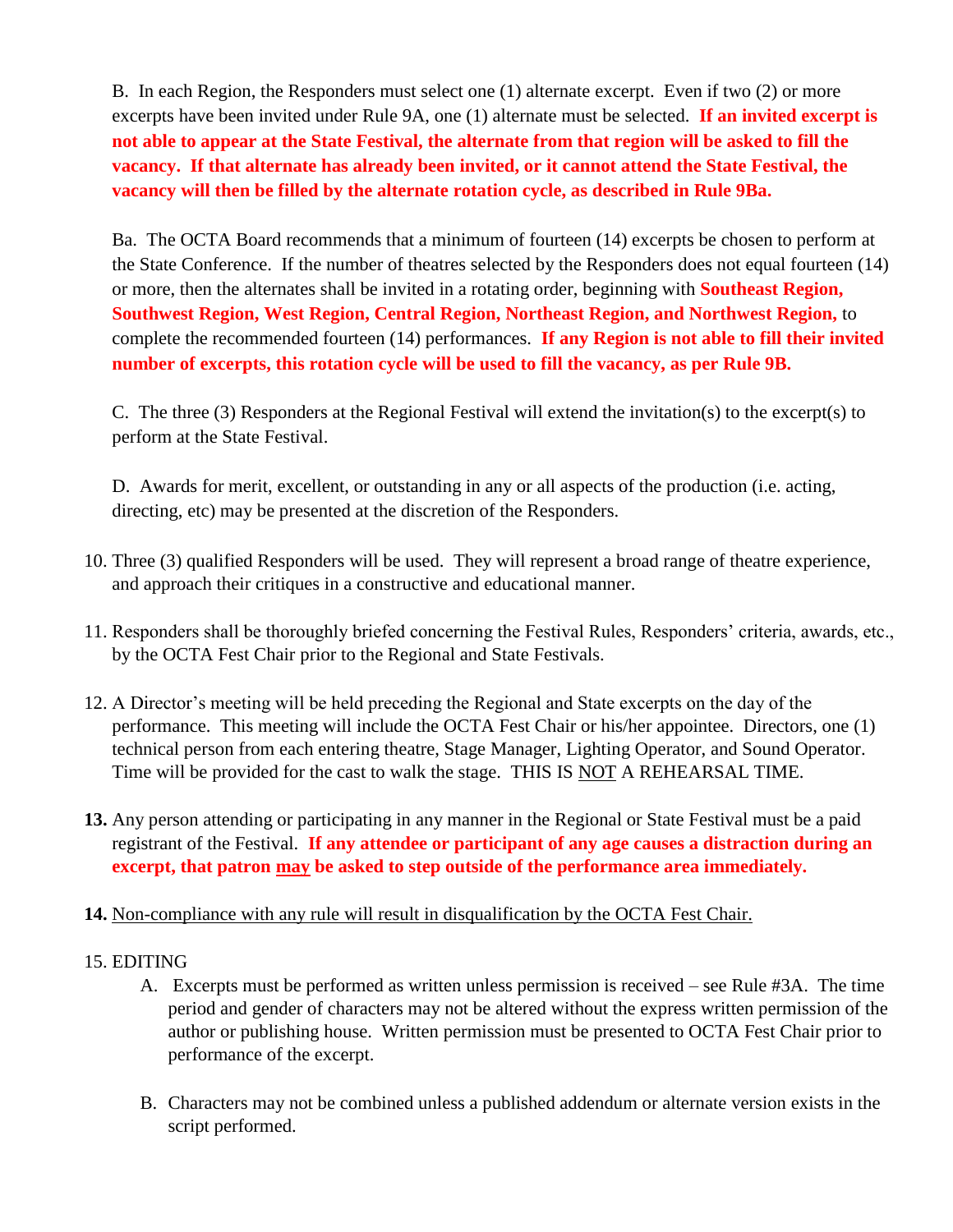B. In each Region, the Responders must select one (1) alternate excerpt. Even if two (2) or more excerpts have been invited under Rule 9A, one (1) alternate must be selected. **If an invited excerpt is not able to appear at the State Festival, the alternate from that region will be asked to fill the vacancy. If that alternate has already been invited, or it cannot attend the State Festival, the vacancy will then be filled by the alternate rotation cycle, as described in Rule 9Ba.**

Ba. The OCTA Board recommends that a minimum of fourteen (14) excerpts be chosen to perform at the State Conference. If the number of theatres selected by the Responders does not equal fourteen (14) or more, then the alternates shall be invited in a rotating order, beginning with **Southeast Region, Southwest Region, West Region, Central Region, Northeast Region, and Northwest Region,** to complete the recommended fourteen (14) performances. **If any Region is not able to fill their invited number of excerpts, this rotation cycle will be used to fill the vacancy, as per Rule 9B.**

C. The three (3) Responders at the Regional Festival will extend the invitation(s) to the excerpt(s) to perform at the State Festival.

D. Awards for merit, excellent, or outstanding in any or all aspects of the production (i.e. acting, directing, etc) may be presented at the discretion of the Responders.

10. Three (3) qualified Responders will be used. They will represent a broad range of theatre experience, and approach their critiques in a constructive and educational manner.

11. Responders shall be thoroughly briefed concerning the Festival Rules, Responders' criteria, awards, etc., by the OCTA Fest Chair prior to the Regional and State Festivals.

12. A Director's meeting will be held preceding the Regional and State excerpts on the day of the performance. This meeting will include the OCTA Fest Chair or his/her appointee. Directors, one (1) technical person from each entering theatre, Stage Manager, Lighting Operator, and Sound Operator. Time will be provided for the cast to walk the stage. THIS IS NOT A REHEARSAL TIME.

**13.** Any person attending or participating in any manner in the Regional or State Festival must be a paid registrant of the Festival. **If any attendee or participant of any age causes a distraction during an excerpt, that patron may be asked to step outside of the performance area immediately.**

**14.** Non-compliance with any rule will result in disqualification by the OCTA Fest Chair.

15. EDITING
    A. Excerpts must be performed as written unless permission is received – see Rule #3A. The time period and gender of characters may not be altered without the express written permission of the author or publishing house. Written permission must be presented to OCTA Fest Chair prior to performance of the excerpt.

    B. Characters may not be combined unless a published addendum or alternate version exists in the script performed.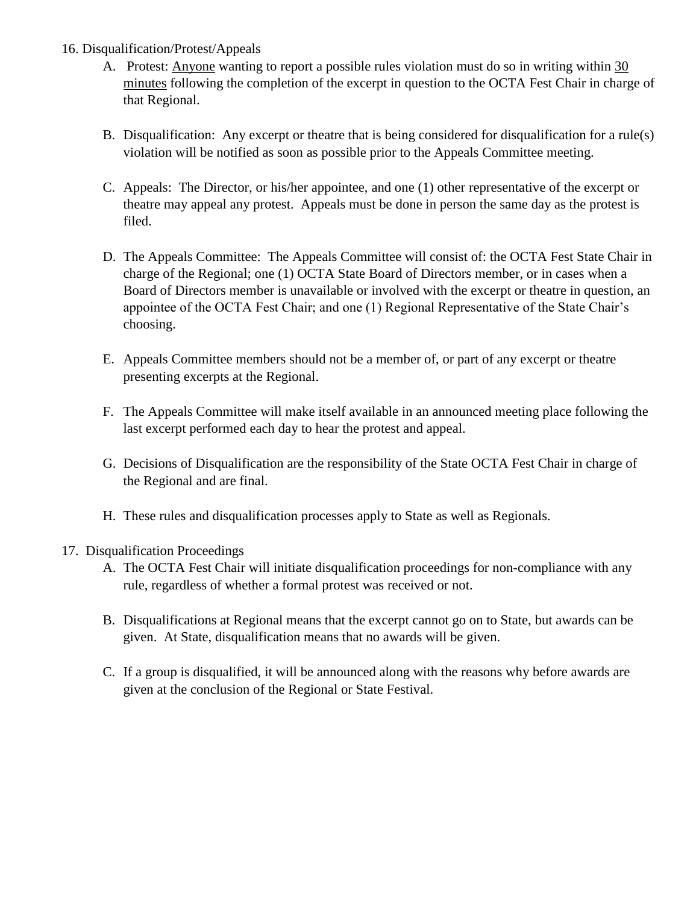16. Disqualification/Protest/Appeals

    A. Protest: <u>Anyone</u> wanting to report a possible rules violation must do so in writing within <u>30 minutes</u> following the completion of the excerpt in question to the OCTA Fest Chair in charge of that Regional.

    B. Disqualification: Any excerpt or theatre that is being considered for disqualification for a rule(s) violation will be notified as soon as possible prior to the Appeals Committee meeting.

    C. Appeals: The Director, or his/her appointee, and one (1) other representative of the excerpt or theatre may appeal any protest. Appeals must be done in person the same day as the protest is filed.

    D. The Appeals Committee: The Appeals Committee will consist of: the OCTA Fest State Chair in charge of the Regional; one (1) OCTA State Board of Directors member, or in cases when a Board of Directors member is unavailable or involved with the excerpt or theatre in question, an appointee of the OCTA Fest Chair; and one (1) Regional Representative of the State Chair's choosing.

    E. Appeals Committee members should not be a member of, or part of any excerpt or theatre presenting excerpts at the Regional.

    F. The Appeals Committee will make itself available in an announced meeting place following the last excerpt performed each day to hear the protest and appeal.

    G. Decisions of Disqualification are the responsibility of the State OCTA Fest Chair in charge of the Regional and are final.

    H. These rules and disqualification processes apply to State as well as Regionals.

17. Disqualification Proceedings

    A. The OCTA Fest Chair will initiate disqualification proceedings for non-compliance with any rule, regardless of whether a formal protest was received or not.

    B. Disqualifications at Regional means that the excerpt cannot go on to State, but awards can be given. At State, disqualification means that no awards will be given.

    C. If a group is disqualified, it will be announced along with the reasons why before awards are given at the conclusion of the Regional or State Festival.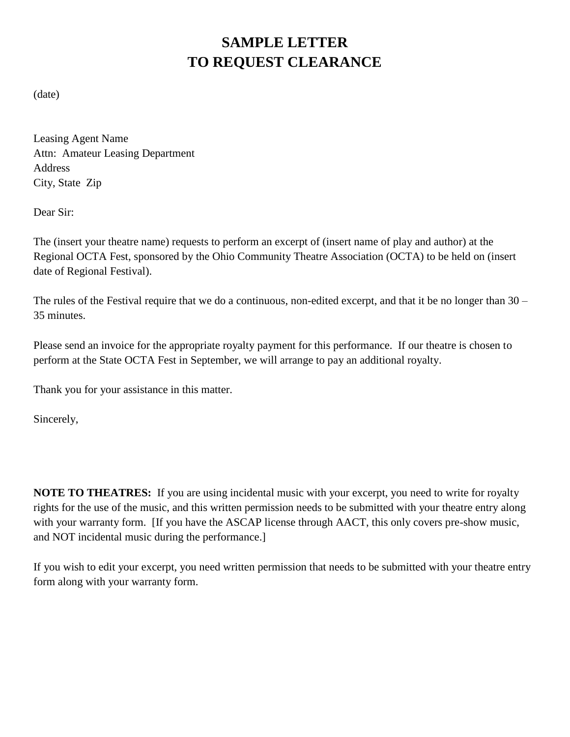# SAMPLE LETTER
# TO REQUEST CLEARANCE

(date)

Leasing Agent Name
Attn: Amateur Leasing Department
Address
City, State Zip

Dear Sir:

The (insert your theatre name) requests to perform an excerpt of (insert name of play and author) at the Regional OCTA Fest, sponsored by the Ohio Community Theatre Association (OCTA) to be held on (insert date of Regional Festival).

The rules of the Festival require that we do a continuous, non-edited excerpt, and that it be no longer than 30 – 35 minutes.

Please send an invoice for the appropriate royalty payment for this performance. If our theatre is chosen to perform at the State OCTA Fest in September, we will arrange to pay an additional royalty.

Thank you for your assistance in this matter.

Sincerely,

**NOTE TO THEATRES:** If you are using incidental music with your excerpt, you need to write for royalty rights for the use of the music, and this written permission needs to be submitted with your theatre entry along with your warranty form. [If you have the ASCAP license through AACT, this only covers pre-show music, and NOT incidental music during the performance.]

If you wish to edit your excerpt, you need written permission that needs to be submitted with your theatre entry form along with your warranty form.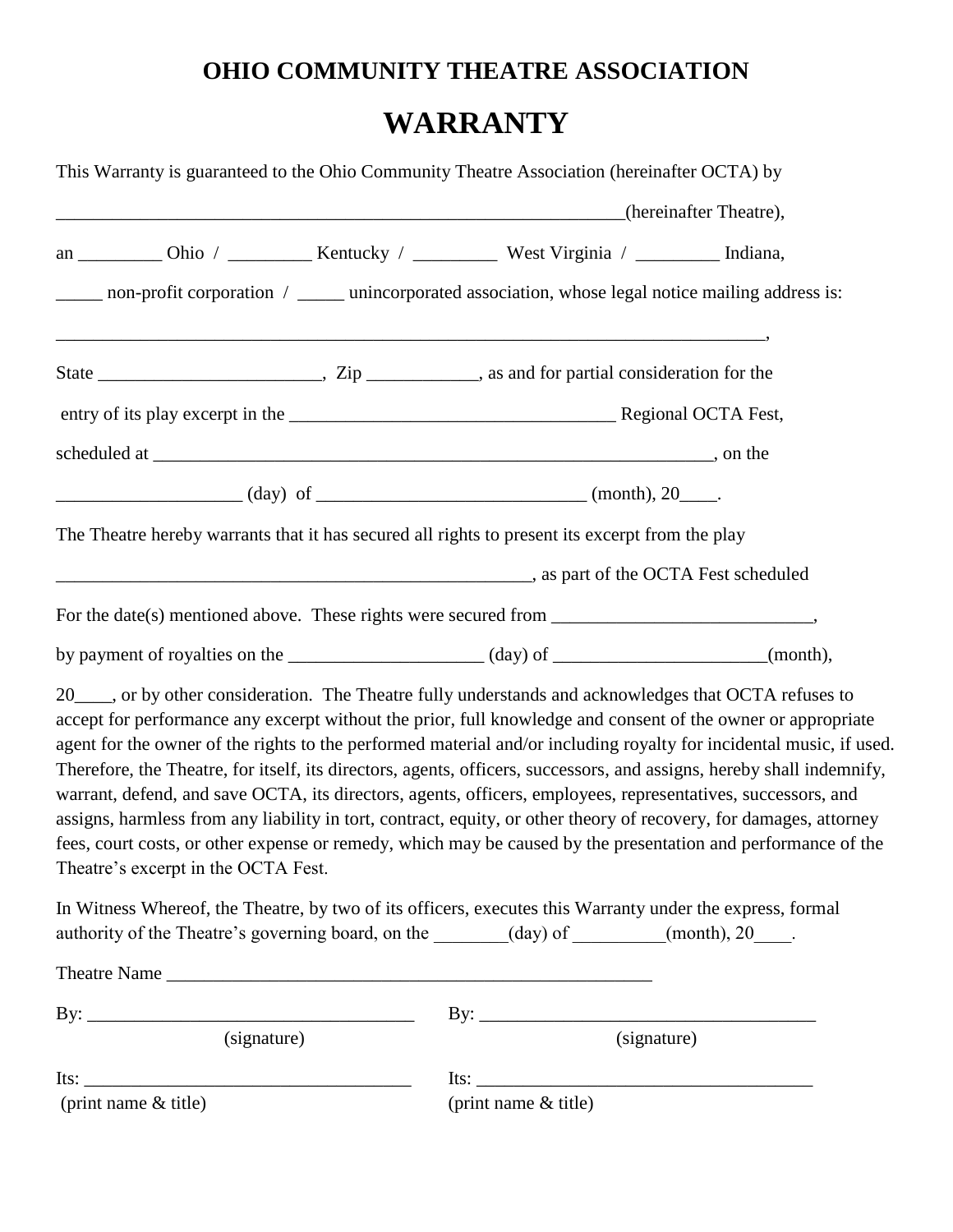# OHIO COMMUNITY THEATRE ASSOCIATION

# WARRANTY

This Warranty is guaranteed to the Ohio Community Theatre Association (hereinafter OCTA) by

_______________________________________________________________(hereinafter Theatre),

an _________ Ohio / _________ Kentucky / _________ West Virginia / _________ Indiana,

_____ non-profit corporation / _____ unincorporated association, whose legal notice mailing address is:

______________________________________________________________________________,

State ________________________, Zip ____________, as and for partial consideration for the

entry of its play excerpt in the ___________________________________ Regional OCTA Fest,

scheduled at _____________________________________________________________, on the

___________________ (day) of _____________________________ (month), 20____.

The Theatre hereby warrants that it has secured all rights to present its excerpt from the play

_____________________________________________________, as part of the OCTA Fest scheduled

For the date(s) mentioned above. These rights were secured from ____________________________,

by payment of royalties on the _____________________ (day) of _______________________(month),

20____, or by other consideration. The Theatre fully understands and acknowledges that OCTA refuses to accept for performance any excerpt without the prior, full knowledge and consent of the owner or appropriate agent for the owner of the rights to the performed material and/or including royalty for incidental music, if used. Therefore, the Theatre, for itself, its directors, agents, officers, successors, and assigns, hereby shall indemnify, warrant, defend, and save OCTA, its directors, agents, officers, employees, representatives, successors, and assigns, harmless from any liability in tort, contract, equity, or other theory of recovery, for damages, attorney fees, court costs, or other expense or remedy, which may be caused by the presentation and performance of the Theatre's excerpt in the OCTA Fest.

In Witness Whereof, the Theatre, by two of its officers, executes this Warranty under the express, formal authority of the Theatre's governing board, on the ________(day) of __________(month), 20____.

Theatre Name ______________________________________________________

By: ____________________________________ (signature)

By: _____________________________________ (signature)

Its: ___________________________________ (print name & title)

Its: ____________________________________ (print name & title)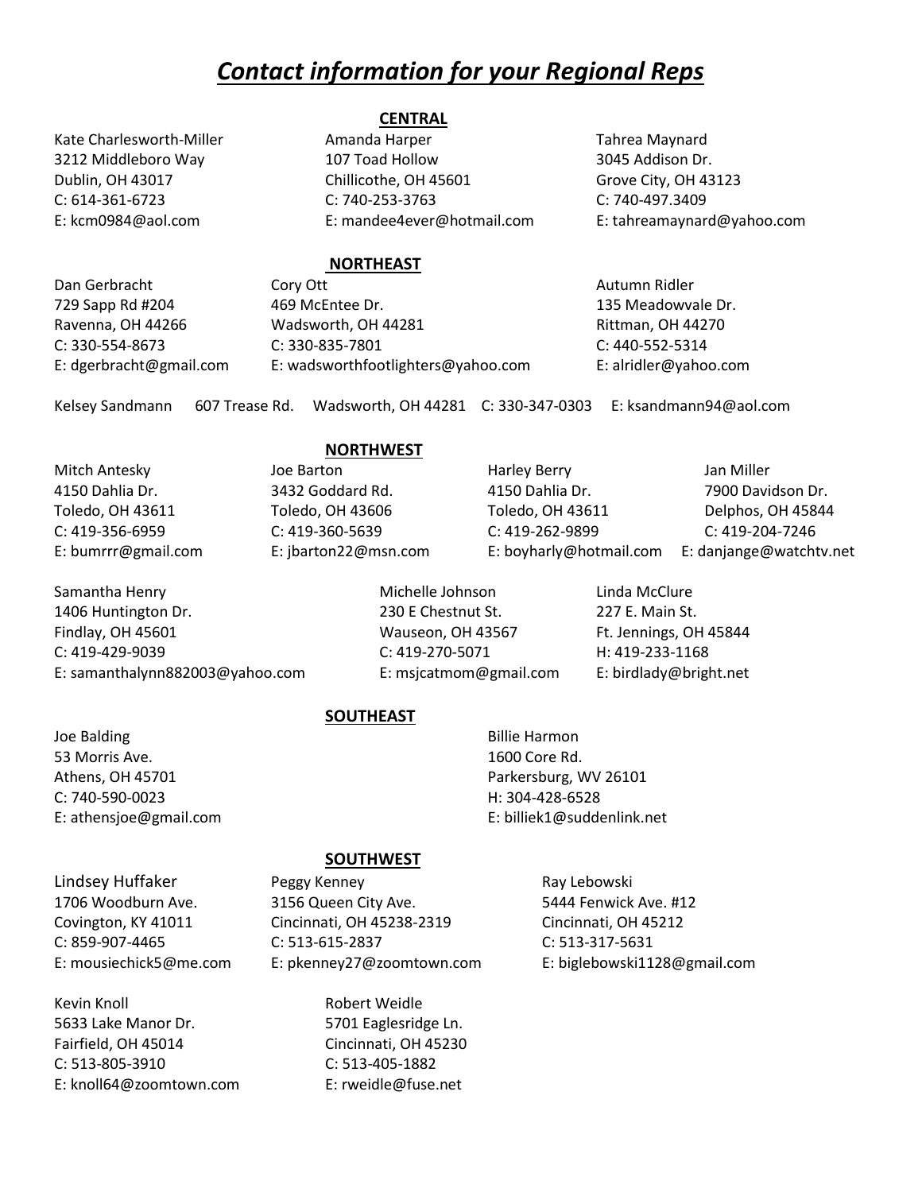# *Contact information for your Regional Reps*

## CENTRAL

Kate Charlesworth-Miller
3212 Middleboro Way
Dublin, OH 43017
C: 614-361-6723
E: kcm0984@aol.com

Amanda Harper
107 Toad Hollow
Chillicothe, OH 45601
C: 740-253-3763
E: mandee4ever@hotmail.com

Tahrea Maynard
3045 Addison Dr.
Grove City, OH 43123
C: 740-497.3409
E: tahreamaynard@yahoo.com

## NORTHEAST

Dan Gerbracht
729 Sapp Rd #204
Ravenna, OH 44266
C: 330-554-8673
E: dgerbracht@gmail.com

Cory Ott
469 McEntee Dr.
Wadsworth, OH 44281
C: 330-835-7801
E: wadsworthfootlighters@yahoo.com

Autumn Ridler
135 Meadowvale Dr.
Rittman, OH 44270
C: 440-552-5314
E: alridler@yahoo.com

Kelsey Sandmann 607 Trease Rd. Wadsworth, OH 44281 C: 330-347-0303 E: ksandmann94@aol.com

## NORTHWEST

Mitch Antesky
4150 Dahlia Dr.
Toledo, OH 43611
C: 419-356-6959
E: bumrrr@gmail.com

Joe Barton
3432 Goddard Rd.
Toledo, OH 43606
C: 419-360-5639
E: jbarton22@msn.com

Harley Berry
4150 Dahlia Dr.
Toledo, OH 43611
C: 419-262-9899
E: boyharly@hotmail.com

Jan Miller
7900 Davidson Dr.
Delphos, OH 45844
C: 419-204-7246
E: danjange@watchtv.net

Samantha Henry
1406 Huntington Dr.
Findlay, OH 45601
C: 419-429-9039
E: samanthalynn882003@yahoo.com

Michelle Johnson
230 E Chestnut St.
Wauseon, OH 43567
C: 419-270-5071
E: msjcatmom@gmail.com

Linda McClure
227 E. Main St.
Ft. Jennings, OH 45844
H: 419-233-1168
E: birdlady@bright.net

## SOUTHEAST

Joe Balding
53 Morris Ave.
Athens, OH 45701
C: 740-590-0023
E: athensjoe@gmail.com

Billie Harmon
1600 Core Rd.
Parkersburg, WV 26101
H: 304-428-6528
E: billiek1@suddenlink.net

## SOUTHWEST

Lindsey Huffaker
1706 Woodburn Ave.
Covington, KY 41011
C: 859-907-4465
E: mousiechick5@me.com

Peggy Kenney
3156 Queen City Ave.
Cincinnati, OH 45238-2319
C: 513-615-2837
E: pkenney27@zoomtown.com

Ray Lebowski
5444 Fenwick Ave. #12
Cincinnati, OH 45212
C: 513-317-5631
E: biglebowski1128@gmail.com

Kevin Knoll
5633 Lake Manor Dr.
Fairfield, OH 45014
C: 513-805-3910
E: knoll64@zoomtown.com

Robert Weidle
5701 Eaglesridge Ln.
Cincinnati, OH 45230
C: 513-405-1882
E: rweidle@fuse.net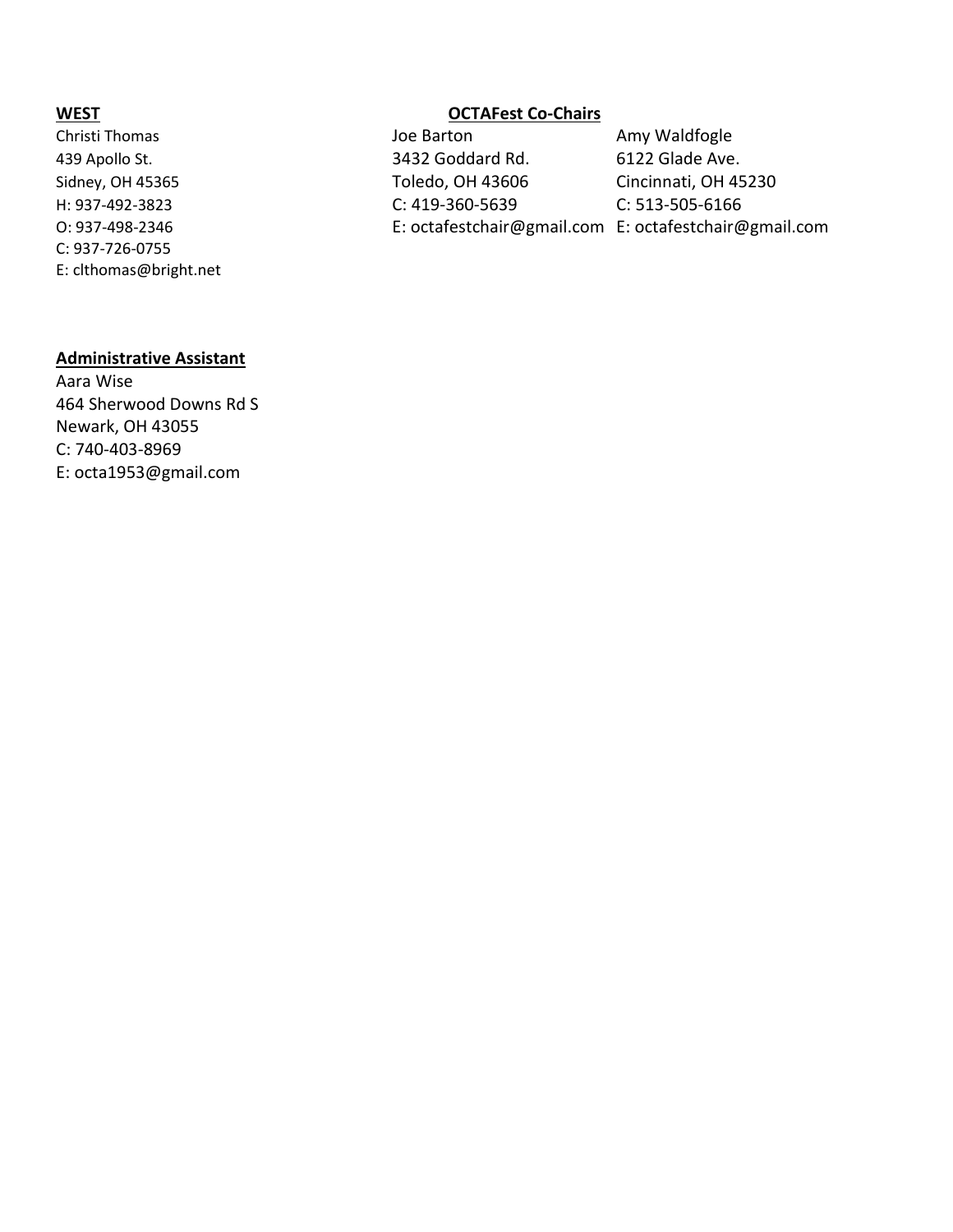**WEST**

Christi Thomas
439 Apollo St.
Sidney, OH 45365
H: 937-492-3823
O: 937-498-2346
C: 937-726-0755
E: clthomas@bright.net

**OCTAFest Co-Chairs**

Joe Barton
3432 Goddard Rd.
Toledo, OH 43606
C: 419-360-5639
E: octafestchair@gmail.com

Amy Waldfogle
6122 Glade Ave.
Cincinnati, OH 45230
C: 513-505-6166
E: octafestchair@gmail.com

**Administrative Assistant**

Aara Wise
464 Sherwood Downs Rd S
Newark, OH 43055
C: 740-403-8969
E: octa1953@gmail.com